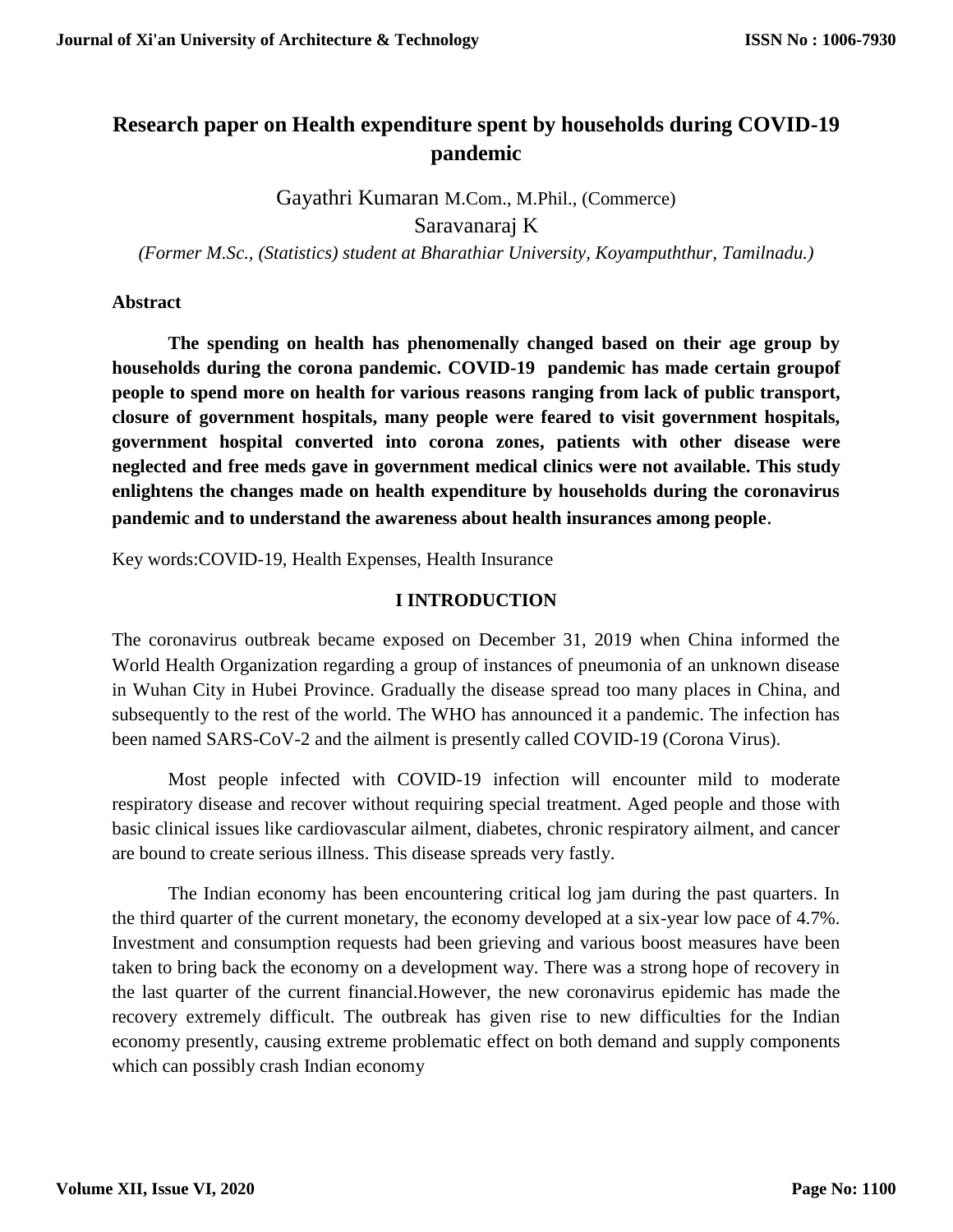# Research paper on Health expenditure spent by households during COVID-19 pandemic

Gayathri Kumaran M.Com., M.Phil., (Commerce)

Saravanaraj K

*(Former M.Sc., (Statistics) student at Bharathiar University, Koyampuththur, Tamilnadu.)*

**Abstract**

**The spending on health has phenomenally changed based on their age group by households during the corona pandemic. COVID-19 pandemic has made certain groupof people to spend more on health for various reasons ranging from lack of public transport, closure of government hospitals, many people were feared to visit government hospitals, government hospital converted into corona zones, patients with other disease were neglected and free meds gave in government medical clinics were not available. This study enlightens the changes made on health expenditure by households during the coronavirus pandemic and to understand the awareness about health insurances among people.**

Key words:COVID-19, Health Expenses, Health Insurance

## I INTRODUCTION

The coronavirus outbreak became exposed on December 31, 2019 when China informed the World Health Organization regarding a group of instances of pneumonia of an unknown disease in Wuhan City in Hubei Province. Gradually the disease spread too many places in China, and subsequently to the rest of the world. The WHO has announced it a pandemic. The infection has been named SARS-CoV-2 and the ailment is presently called COVID-19 (Corona Virus).

Most people infected with COVID-19 infection will encounter mild to moderate respiratory disease and recover without requiring special treatment. Aged people and those with basic clinical issues like cardiovascular ailment, diabetes, chronic respiratory ailment, and cancer are bound to create serious illness. This disease spreads very fastly.

The Indian economy has been encountering critical log jam during the past quarters. In the third quarter of the current monetary, the economy developed at a six-year low pace of 4.7%. Investment and consumption requests had been grieving and various boost measures have been taken to bring back the economy on a development way. There was a strong hope of recovery in the last quarter of the current financial.However, the new coronavirus epidemic has made the recovery extremely difficult. The outbreak has given rise to new difficulties for the Indian economy presently, causing extreme problematic effect on both demand and supply components which can possibly crash Indian economy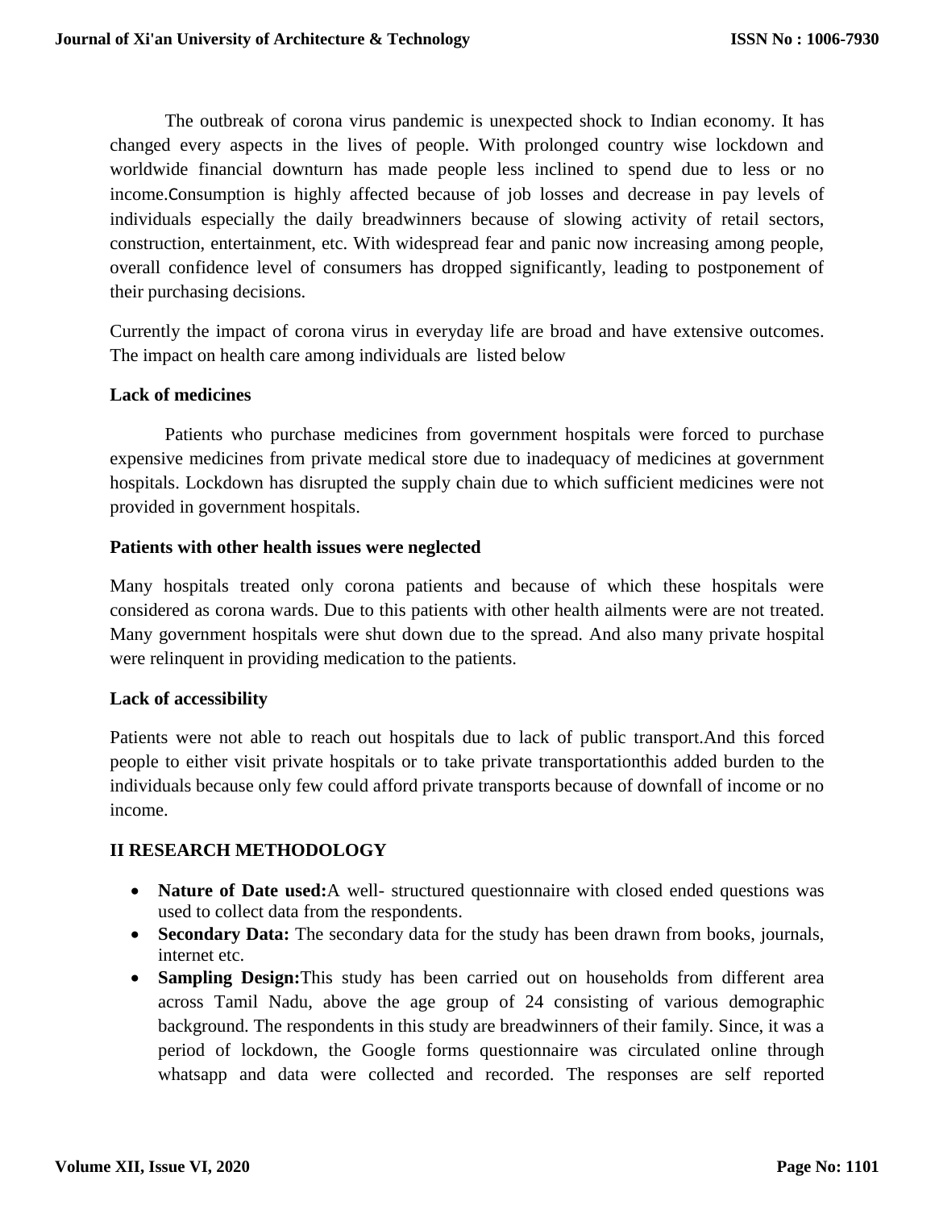The outbreak of corona virus pandemic is unexpected shock to Indian economy. It has changed every aspects in the lives of people. With prolonged country wise lockdown and worldwide financial downturn has made people less inclined to spend due to less or no income.Consumption is highly affected because of job losses and decrease in pay levels of individuals especially the daily breadwinners because of slowing activity of retail sectors, construction, entertainment, etc. With widespread fear and panic now increasing among people, overall confidence level of consumers has dropped significantly, leading to postponement of their purchasing decisions.

Currently the impact of corona virus in everyday life are broad and have extensive outcomes. The impact on health care among individuals are listed below

**Lack of medicines**

Patients who purchase medicines from government hospitals were forced to purchase expensive medicines from private medical store due to inadequacy of medicines at government hospitals. Lockdown has disrupted the supply chain due to which sufficient medicines were not provided in government hospitals.

**Patients with other health issues were neglected**

Many hospitals treated only corona patients and because of which these hospitals were considered as corona wards. Due to this patients with other health ailments were are not treated. Many government hospitals were shut down due to the spread. And also many private hospital were relinquent in providing medication to the patients.

**Lack of accessibility**

Patients were not able to reach out hospitals due to lack of public transport.And this forced people to either visit private hospitals or to take private transportationthis added burden to the individuals because only few could afford private transports because of downfall of income or no income.

## II RESEARCH METHODOLOGY

- **Nature of Date used:**A well- structured questionnaire with closed ended questions was used to collect data from the respondents.
- **Secondary Data:** The secondary data for the study has been drawn from books, journals, internet etc.
- **Sampling Design:**This study has been carried out on households from different area across Tamil Nadu, above the age group of 24 consisting of various demographic background. The respondents in this study are breadwinners of their family. Since, it was a period of lockdown, the Google forms questionnaire was circulated online through whatsapp and data were collected and recorded. The responses are self reported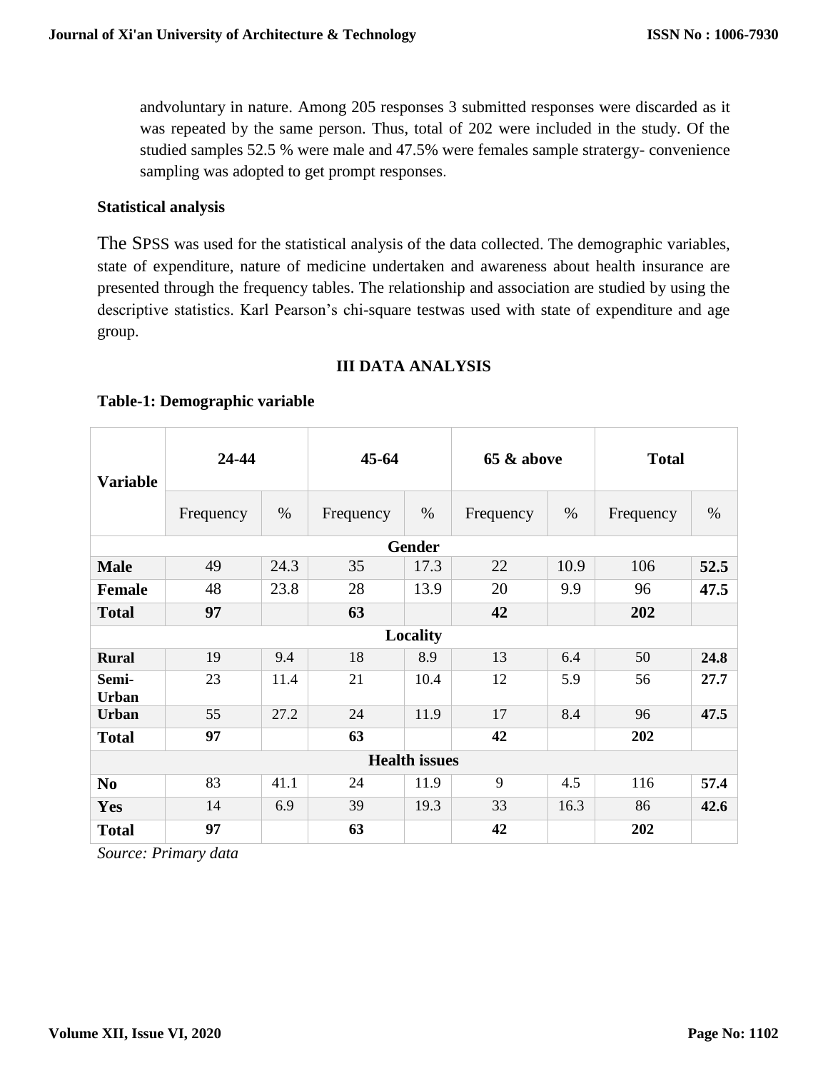andvoluntary in nature. Among 205 responses 3 submitted responses were discarded as it was repeated by the same person. Thus, total of 202 were included in the study. Of the studied samples 52.5 % were male and 47.5% were females sample stratergy- convenience sampling was adopted to get prompt responses.

**Statistical analysis**

The SPSS was used for the statistical analysis of the data collected. The demographic variables, state of expenditure, nature of medicine undertaken and awareness about health insurance are presented through the frequency tables. The relationship and association are studied by using the descriptive statistics. Karl Pearson's chi-square testwas used with state of expenditure and age group.

## III DATA ANALYSIS

**Table-1: Demographic variable**

| Variable | 24-44 | | 45-64 | | 65 & above | | Total | |
|---|---|---|---|---|---|---|---|---|
| | Frequency | % | Frequency | % | Frequency | % | Frequency | % |
| **Gender** | | | | | | | | |
| **Male** | 49 | 24.3 | 35 | 17.3 | 22 | 10.9 | 106 | **52.5** |
| **Female** | 48 | 23.8 | 28 | 13.9 | 20 | 9.9 | 96 | **47.5** |
| **Total** | **97** | | **63** | | **42** | | **202** | |
| **Locality** | | | | | | | | |
| **Rural** | 19 | 9.4 | 18 | 8.9 | 13 | 6.4 | 50 | **24.8** |
| **Semi-Urban** | 23 | 11.4 | 21 | 10.4 | 12 | 5.9 | 56 | **27.7** |
| **Urban** | 55 | 27.2 | 24 | 11.9 | 17 | 8.4 | 96 | **47.5** |
| **Total** | **97** | | **63** | | **42** | | **202** | |
| **Health issues** | | | | | | | | |
| **No** | 83 | 41.1 | 24 | 11.9 | 9 | 4.5 | 116 | **57.4** |
| **Yes** | 14 | 6.9 | 39 | 19.3 | 33 | 16.3 | 86 | **42.6** |
| **Total** | **97** | | **63** | | **42** | | **202** | |

*Source: Primary data*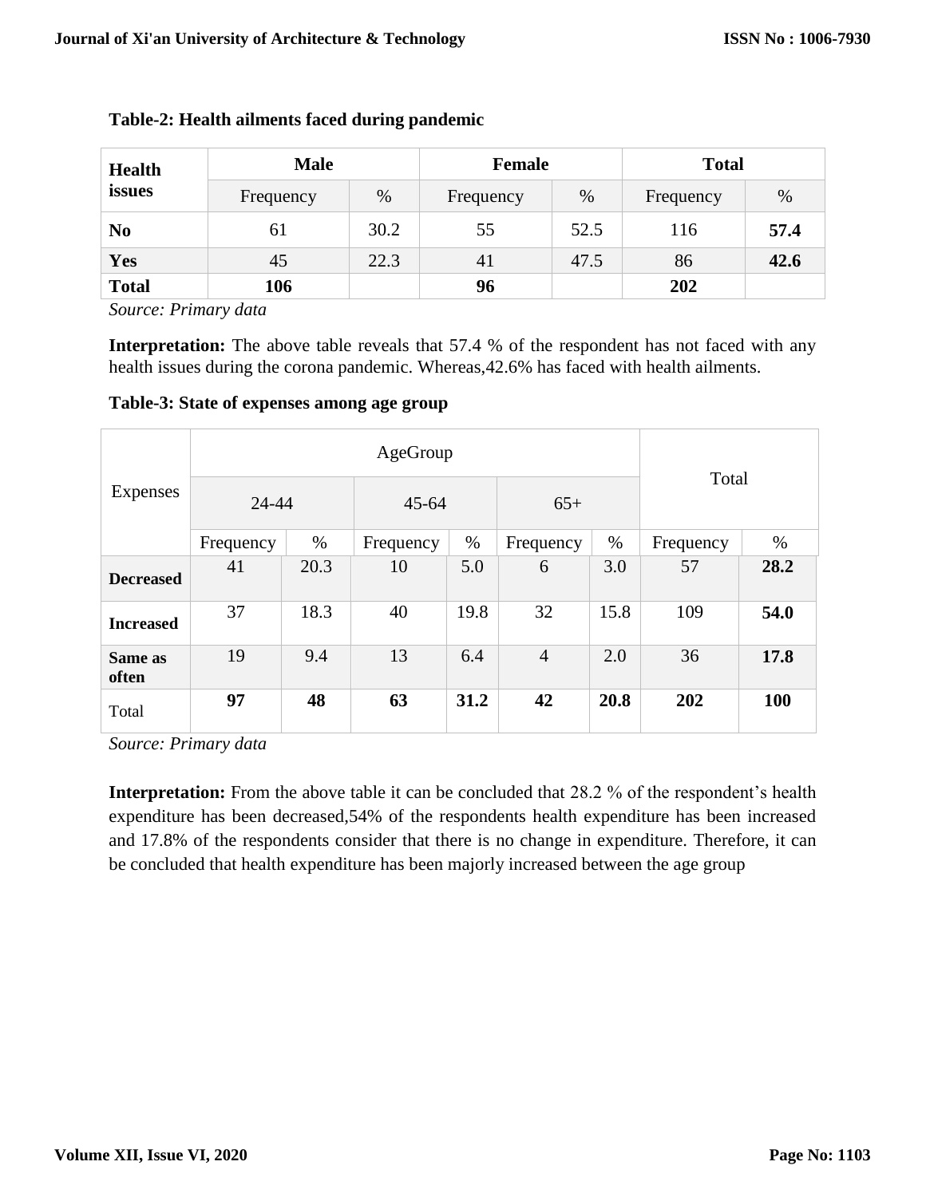**Table-2: Health ailments faced during pandemic**

| Health issues | Male | | Female | | Total | |
|---|---|---|---|---|---|---|
| | Frequency | % | Frequency | % | Frequency | % |
| **No** | 61 | 30.2 | 55 | 52.5 | 116 | **57.4** |
| **Yes** | 45 | 22.3 | 41 | 47.5 | 86 | **42.6** |
| **Total** | **106** | | **96** | | **202** | |

*Source: Primary data*

**Interpretation:** The above table reveals that 57.4 % of the respondent has not faced with any health issues during the corona pandemic. Whereas,42.6% has faced with health ailments.

**Table-3: State of expenses among age group**

| Expenses | AgeGroup | | | | | | Total | |
|---|---|---|---|---|---|---|---|---|
| | 24-44 | | 45-64 | | 65+ | | | |
| | Frequency | % | Frequency | % | Frequency | % | Frequency | % |
| **Decreased** | 41 | 20.3 | 10 | 5.0 | 6 | 3.0 | 57 | **28.2** |
| **Increased** | 37 | 18.3 | 40 | 19.8 | 32 | 15.8 | 109 | **54.0** |
| **Same as often** | 19 | 9.4 | 13 | 6.4 | 4 | 2.0 | 36 | **17.8** |
| Total | **97** | **48** | **63** | **31.2** | **42** | **20.8** | **202** | **100** |

*Source: Primary data*

**Interpretation:** From the above table it can be concluded that 28.2 % of the respondent's health expenditure has been decreased,54% of the respondents health expenditure has been increased and 17.8% of the respondents consider that there is no change in expenditure. Therefore, it can be concluded that health expenditure has been majorly increased between the age group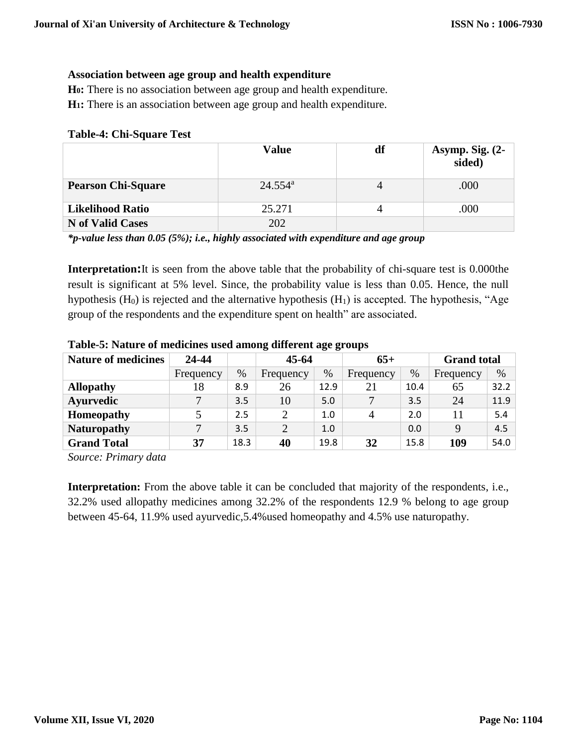**Association between age group and health expenditure**

**H$_0$:** There is no association between age group and health expenditure.

**H$_1$:** There is an association between age group and health expenditure.

**Table-4: Chi-Square Test**

| | Value | df | Asymp. Sig. (2-sided) |
|---|---|---|---|
| **Pearson Chi-Square** | 24.554[a] | 4 | .000 |
| **Likelihood Ratio** | 25.271 | 4 | .000 |
| **N of Valid Cases** | 202 | | |

***p-value less than 0.05 (5%); i.e., highly associated with expenditure and age group***

**Interpretation:** It is seen from the above table that the probability of chi-square test is 0.000the result is significant at 5% level. Since, the probability value is less than 0.05. Hence, the null hypothesis ($H_0$) is rejected and the alternative hypothesis ($H_1$) is accepted. The hypothesis, "Age group of the respondents and the expenditure spent on health" are associated.

**Table-5: Nature of medicines used among different age groups**

| Nature of medicines | 24-44 | | 45-64 | | 65+ | | Grand total | |
|---|---|---|---|---|---|---|---|---|
| | Frequency | % | Frequency | % | Frequency | % | Frequency | % |
| **Allopathy** | 18 | 8.9 | 26 | 12.9 | 21 | 10.4 | 65 | 32.2 |
| **Ayurvedic** | 7 | 3.5 | 10 | 5.0 | 7 | 3.5 | 24 | 11.9 |
| **Homeopathy** | 5 | 2.5 | 2 | 1.0 | 4 | 2.0 | 11 | 5.4 |
| **Naturopathy** | 7 | 3.5 | 2 | 1.0 | | 0.0 | 9 | 4.5 |
| **Grand Total** | **37** | 18.3 | **40** | 19.8 | **32** | 15.8 | **109** | 54.0 |

*Source: Primary data*

**Interpretation:** From the above table it can be concluded that majority of the respondents, i.e., 32.2% used allopathy medicines among 32.2% of the respondents 12.9 % belong to age group between 45-64, 11.9% used ayurvedic,5.4%used homeopathy and 4.5% use naturopathy.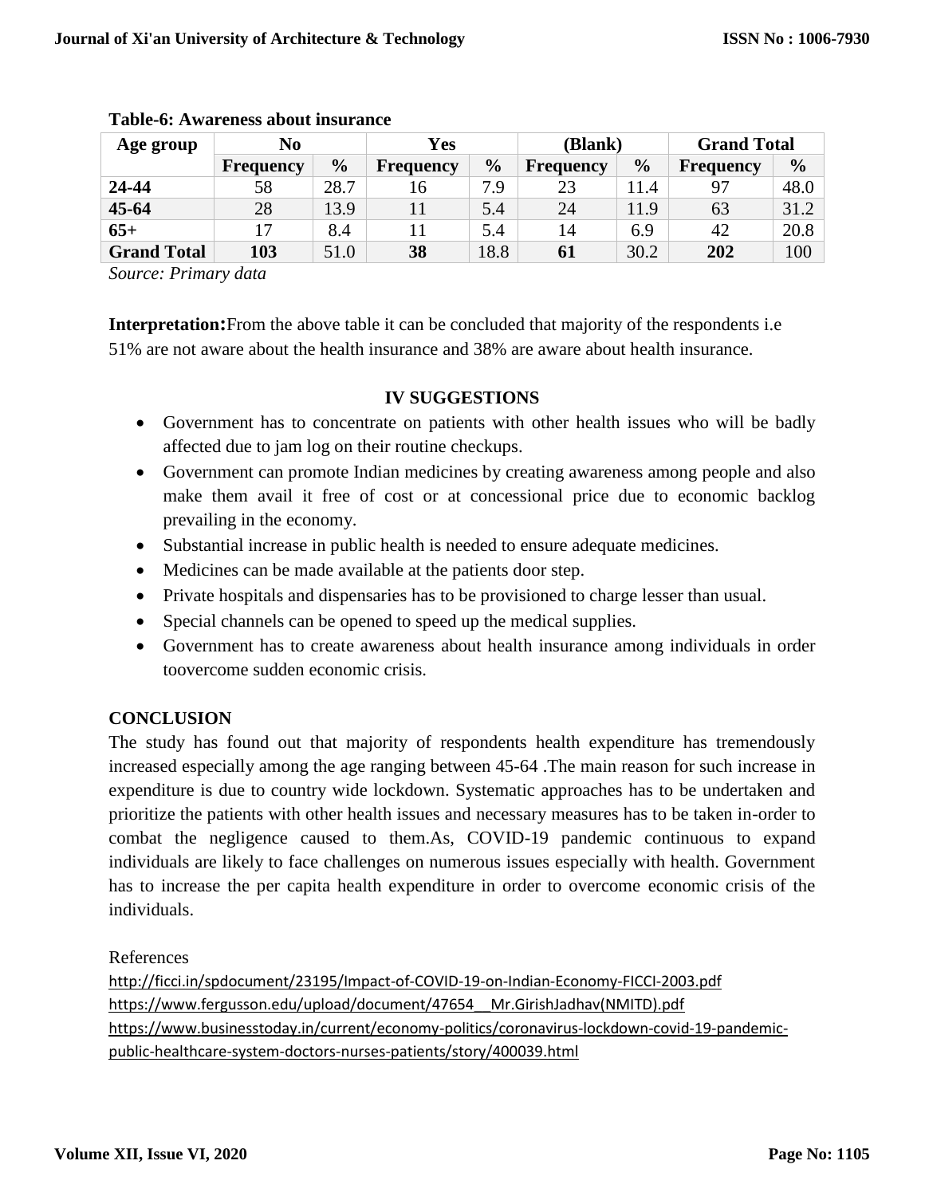**Table-6: Awareness about insurance**

| Age group | No | | Yes | | (Blank) | | Grand Total | |
|---|---|---|---|---|---|---|---|---|
| | Frequency | % | Frequency | % | Frequency | % | Frequency | % |
| **24-44** | 58 | 28.7 | 16 | 7.9 | 23 | 11.4 | 97 | 48.0 |
| **45-64** | 28 | 13.9 | 11 | 5.4 | 24 | 11.9 | 63 | 31.2 |
| **65+** | 17 | 8.4 | 11 | 5.4 | 14 | 6.9 | 42 | 20.8 |
| **Grand Total** | **103** | 51.0 | **38** | 18.8 | **61** | 30.2 | **202** | 100 |

*Source: Primary data*

**Interpretation:**From the above table it can be concluded that majority of the respondents i.e 51% are not aware about the health insurance and 38% are aware about health insurance.

## IV SUGGESTIONS

- Government has to concentrate on patients with other health issues who will be badly affected due to jam log on their routine checkups.
- Government can promote Indian medicines by creating awareness among people and also make them avail it free of cost or at concessional price due to economic backlog prevailing in the economy.
- Substantial increase in public health is needed to ensure adequate medicines.
- Medicines can be made available at the patients door step.
- Private hospitals and dispensaries has to be provisioned to charge lesser than usual.
- Special channels can be opened to speed up the medical supplies.
- Government has to create awareness about health insurance among individuals in order toovercome sudden economic crisis.

## CONCLUSION

The study has found out that majority of respondents health expenditure has tremendously increased especially among the age ranging between 45-64 .The main reason for such increase in expenditure is due to country wide lockdown. Systematic approaches has to be undertaken and prioritize the patients with other health issues and necessary measures has to be taken in-order to combat the negligence caused to them.As, COVID-19 pandemic continuous to expand individuals are likely to face challenges on numerous issues especially with health. Government has to increase the per capita health expenditure in order to overcome economic crisis of the individuals.

References

http://ficci.in/spdocument/23195/Impact-of-COVID-19-on-Indian-Economy-FICCI-2003.pdf
https://www.fergusson.edu/upload/document/47654__Mr.GirishJadhav(NMITD).pdf
https://www.businesstoday.in/current/economy-politics/coronavirus-lockdown-covid-19-pandemic-public-healthcare-system-doctors-nurses-patients/story/400039.html